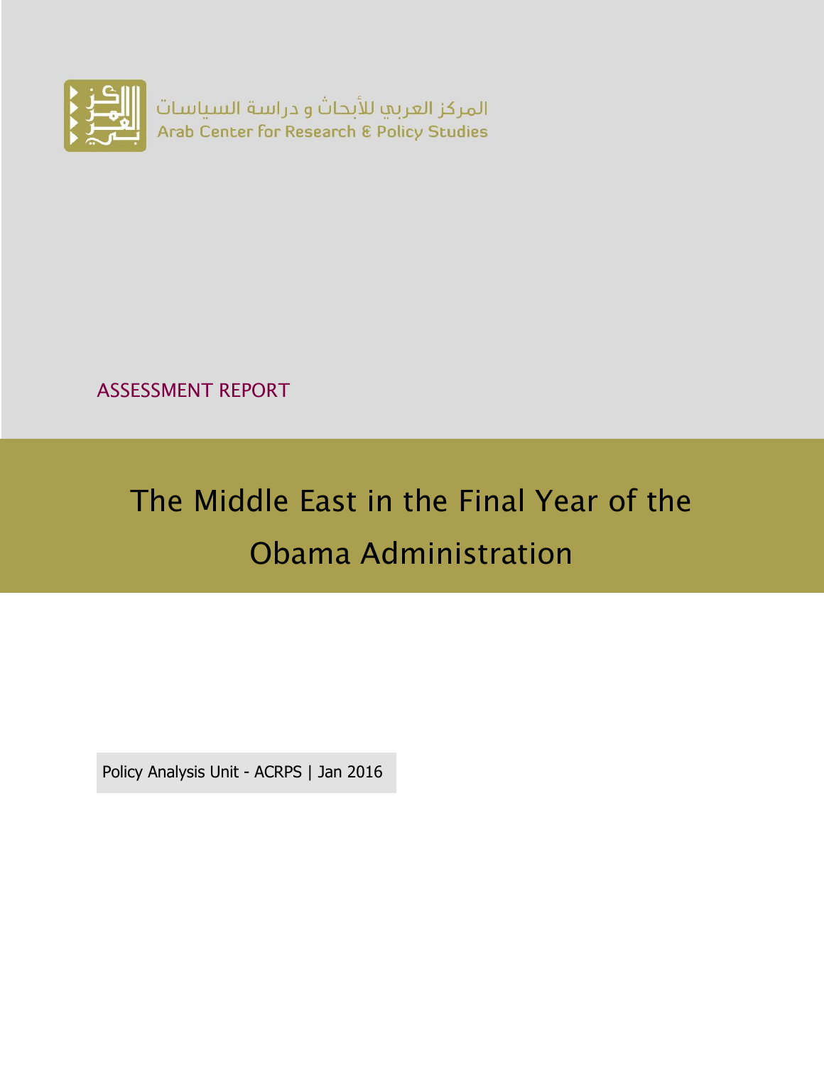المركز العربي للأبحاث و دراسة السياسات
Arab Center for Research & Policy Studies

ASSESSMENT REPORT

# The Middle East in the Final Year of the Obama Administration

Policy Analysis Unit - ACRPS | Jan 2016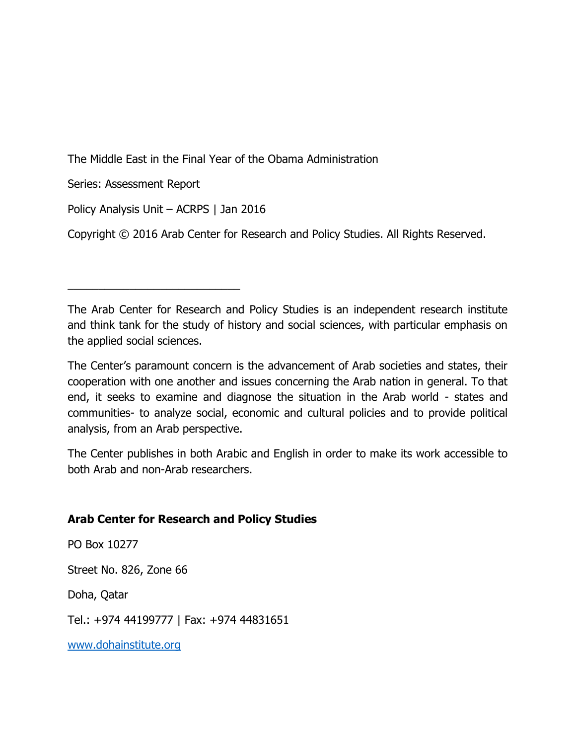The Middle East in the Final Year of the Obama Administration

Series: Assessment Report

Policy Analysis Unit – ACRPS | Jan 2016

Copyright © 2016 Arab Center for Research and Policy Studies. All Rights Reserved.

---

The Arab Center for Research and Policy Studies is an independent research institute and think tank for the study of history and social sciences, with particular emphasis on the applied social sciences.

The Center's paramount concern is the advancement of Arab societies and states, their cooperation with one another and issues concerning the Arab nation in general. To that end, it seeks to examine and diagnose the situation in the Arab world - states and communities- to analyze social, economic and cultural policies and to provide political analysis, from an Arab perspective.

The Center publishes in both Arabic and English in order to make its work accessible to both Arab and non-Arab researchers.

**Arab Center for Research and Policy Studies**

PO Box 10277

Street No. 826, Zone 66

Doha, Qatar

Tel.: +974 44199777 | Fax: +974 44831651

[www.dohainstitute.org](http://www.dohainstitute.org)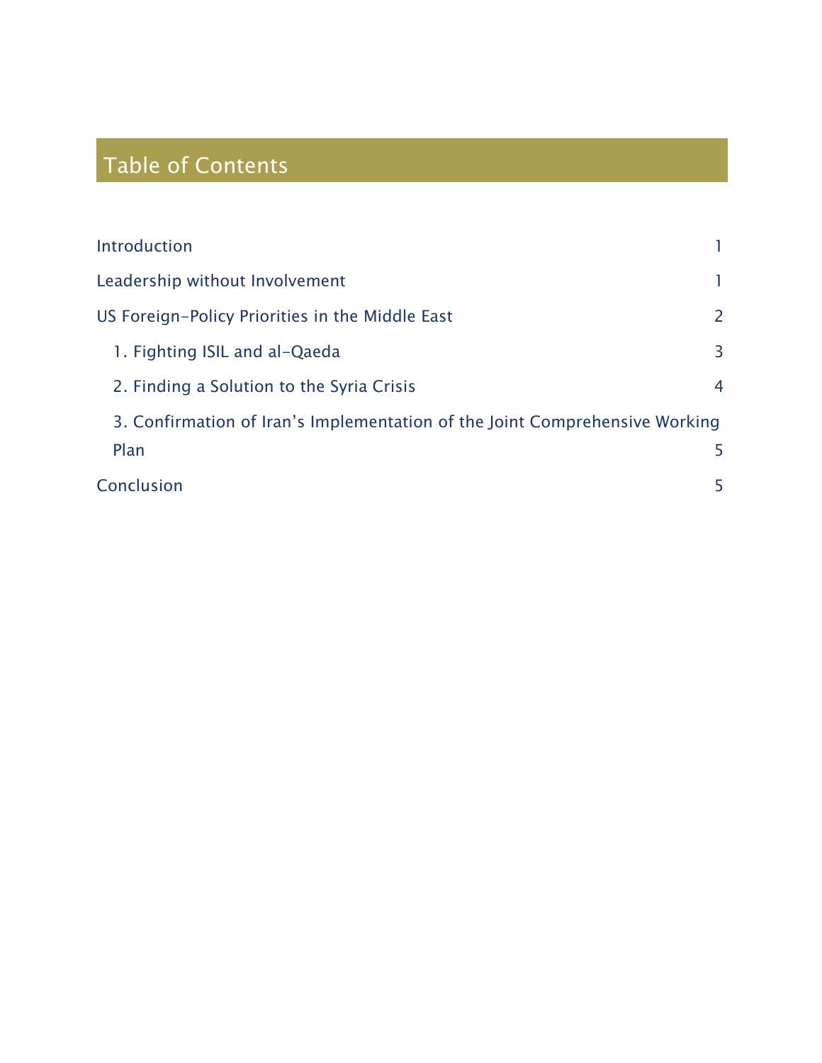# Table of Contents

| | |
|---|---|
| Introduction | 1 |
| Leadership without Involvement | 1 |
| US Foreign-Policy Priorities in the Middle East | 2 |
| 1. Fighting ISIL and al-Qaeda | 3 |
| 2. Finding a Solution to the Syria Crisis | 4 |
| 3. Confirmation of Iran's Implementation of the Joint Comprehensive Working Plan | 5 |
| Conclusion | 5 |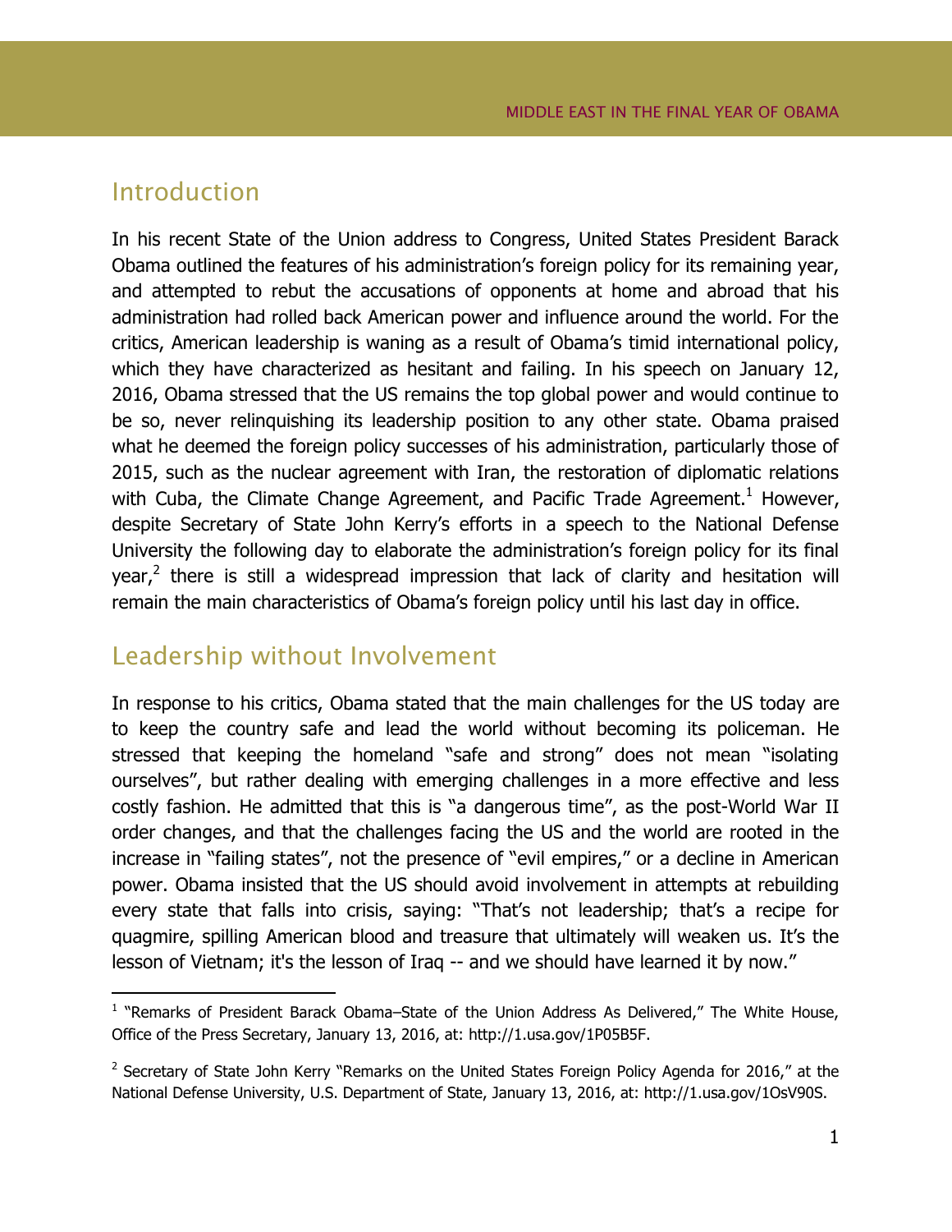## Introduction

In his recent State of the Union address to Congress, United States President Barack Obama outlined the features of his administration's foreign policy for its remaining year, and attempted to rebut the accusations of opponents at home and abroad that his administration had rolled back American power and influence around the world. For the critics, American leadership is waning as a result of Obama's timid international policy, which they have characterized as hesitant and failing. In his speech on January 12, 2016, Obama stressed that the US remains the top global power and would continue to be so, never relinquishing its leadership position to any other state. Obama praised what he deemed the foreign policy successes of his administration, particularly those of 2015, such as the nuclear agreement with Iran, the restoration of diplomatic relations with Cuba, the Climate Change Agreement, and Pacific Trade Agreement.[1] However, despite Secretary of State John Kerry's efforts in a speech to the National Defense University the following day to elaborate the administration's foreign policy for its final year,[2] there is still a widespread impression that lack of clarity and hesitation will remain the main characteristics of Obama's foreign policy until his last day in office.

## Leadership without Involvement

In response to his critics, Obama stated that the main challenges for the US today are to keep the country safe and lead the world without becoming its policeman. He stressed that keeping the homeland "safe and strong" does not mean "isolating ourselves", but rather dealing with emerging challenges in a more effective and less costly fashion. He admitted that this is "a dangerous time", as the post-World War II order changes, and that the challenges facing the US and the world are rooted in the increase in "failing states", not the presence of "evil empires," or a decline in American power. Obama insisted that the US should avoid involvement in attempts at rebuilding every state that falls into crisis, saying: "That's not leadership; that's a recipe for quagmire, spilling American blood and treasure that ultimately will weaken us. It's the lesson of Vietnam; it's the lesson of Iraq -- and we should have learned it by now."

---

[1] "Remarks of President Barack Obama–State of the Union Address As Delivered," The White House, Office of the Press Secretary, January 13, 2016, at: http://1.usa.gov/1P05B5F.

[2] Secretary of State John Kerry "Remarks on the United States Foreign Policy Agenda for 2016," at the National Defense University, U.S. Department of State, January 13, 2016, at: http://1.usa.gov/1OsV90S.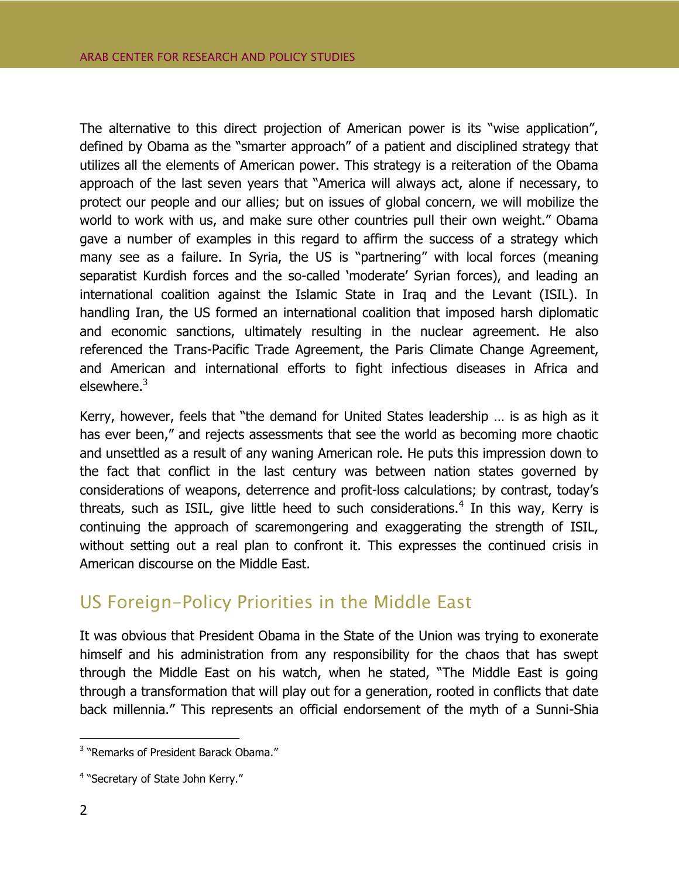The alternative to this direct projection of American power is its "wise application", defined by Obama as the "smarter approach" of a patient and disciplined strategy that utilizes all the elements of American power. This strategy is a reiteration of the Obama approach of the last seven years that "America will always act, alone if necessary, to protect our people and our allies; but on issues of global concern, we will mobilize the world to work with us, and make sure other countries pull their own weight." Obama gave a number of examples in this regard to affirm the success of a strategy which many see as a failure. In Syria, the US is "partnering" with local forces (meaning separatist Kurdish forces and the so-called 'moderate' Syrian forces), and leading an international coalition against the Islamic State in Iraq and the Levant (ISIL). In handling Iran, the US formed an international coalition that imposed harsh diplomatic and economic sanctions, ultimately resulting in the nuclear agreement. He also referenced the Trans-Pacific Trade Agreement, the Paris Climate Change Agreement, and American and international efforts to fight infectious diseases in Africa and elsewhere.[3]

Kerry, however, feels that "the demand for United States leadership … is as high as it has ever been," and rejects assessments that see the world as becoming more chaotic and unsettled as a result of any waning American role. He puts this impression down to the fact that conflict in the last century was between nation states governed by considerations of weapons, deterrence and profit-loss calculations; by contrast, today's threats, such as ISIL, give little heed to such considerations.[4] In this way, Kerry is continuing the approach of scaremongering and exaggerating the strength of ISIL, without setting out a real plan to confront it. This expresses the continued crisis in American discourse on the Middle East.

## US Foreign-Policy Priorities in the Middle East

It was obvious that President Obama in the State of the Union was trying to exonerate himself and his administration from any responsibility for the chaos that has swept through the Middle East on his watch, when he stated, "The Middle East is going through a transformation that will play out for a generation, rooted in conflicts that date back millennia." This represents an official endorsement of the myth of a Sunni-Shia

---

[3] "Remarks of President Barack Obama."

[4] "Secretary of State John Kerry."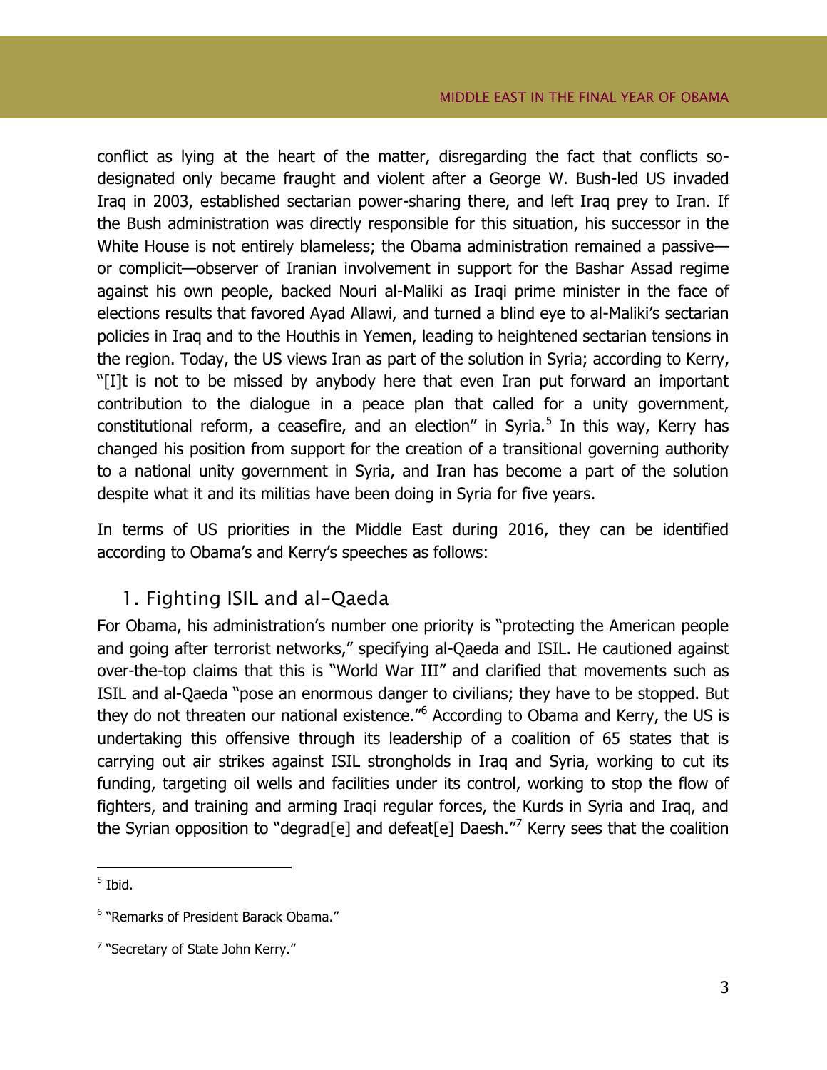conflict as lying at the heart of the matter, disregarding the fact that conflicts so-designated only became fraught and violent after a George W. Bush-led US invaded Iraq in 2003, established sectarian power-sharing there, and left Iraq prey to Iran. If the Bush administration was directly responsible for this situation, his successor in the White House is not entirely blameless; the Obama administration remained a passive—or complicit—observer of Iranian involvement in support for the Bashar Assad regime against his own people, backed Nouri al-Maliki as Iraqi prime minister in the face of elections results that favored Ayad Allawi, and turned a blind eye to al-Maliki's sectarian policies in Iraq and to the Houthis in Yemen, leading to heightened sectarian tensions in the region. Today, the US views Iran as part of the solution in Syria; according to Kerry, "[I]t is not to be missed by anybody here that even Iran put forward an important contribution to the dialogue in a peace plan that called for a unity government, constitutional reform, a ceasefire, and an election" in Syria.[5] In this way, Kerry has changed his position from support for the creation of a transitional governing authority to a national unity government in Syria, and Iran has become a part of the solution despite what it and its militias have been doing in Syria for five years.

In terms of US priorities in the Middle East during 2016, they can be identified according to Obama's and Kerry's speeches as follows:

## 1. Fighting ISIL and al-Qaeda

For Obama, his administration's number one priority is "protecting the American people and going after terrorist networks," specifying al-Qaeda and ISIL. He cautioned against over-the-top claims that this is "World War III" and clarified that movements such as ISIL and al-Qaeda "pose an enormous danger to civilians; they have to be stopped. But they do not threaten our national existence."[6] According to Obama and Kerry, the US is undertaking this offensive through its leadership of a coalition of 65 states that is carrying out air strikes against ISIL strongholds in Iraq and Syria, working to cut its funding, targeting oil wells and facilities under its control, working to stop the flow of fighters, and training and arming Iraqi regular forces, the Kurds in Syria and Iraq, and the Syrian opposition to "degrad[e] and defeat[e] Daesh."[7] Kerry sees that the coalition

---

[5] Ibid.

[6] "Remarks of President Barack Obama."

[7] "Secretary of State John Kerry."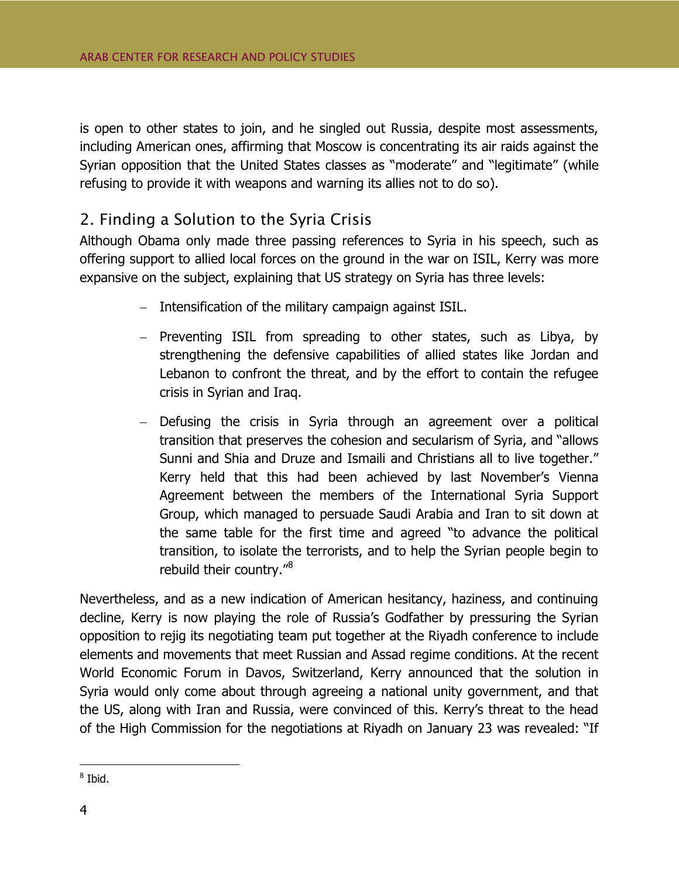is open to other states to join, and he singled out Russia, despite most assessments, including American ones, affirming that Moscow is concentrating its air raids against the Syrian opposition that the United States classes as "moderate" and "legitimate" (while refusing to provide it with weapons and warning its allies not to do so).

## 2. Finding a Solution to the Syria Crisis

Although Obama only made three passing references to Syria in his speech, such as offering support to allied local forces on the ground in the war on ISIL, Kerry was more expansive on the subject, explaining that US strategy on Syria has three levels:

- Intensification of the military campaign against ISIL.
- Preventing ISIL from spreading to other states, such as Libya, by strengthening the defensive capabilities of allied states like Jordan and Lebanon to confront the threat, and by the effort to contain the refugee crisis in Syrian and Iraq.
- Defusing the crisis in Syria through an agreement over a political transition that preserves the cohesion and secularism of Syria, and "allows Sunni and Shia and Druze and Ismaili and Christians all to live together." Kerry held that this had been achieved by last November's Vienna Agreement between the members of the International Syria Support Group, which managed to persuade Saudi Arabia and Iran to sit down at the same table for the first time and agreed "to advance the political transition, to isolate the terrorists, and to help the Syrian people begin to rebuild their country."[8]

Nevertheless, and as a new indication of American hesitancy, haziness, and continuing decline, Kerry is now playing the role of Russia's Godfather by pressuring the Syrian opposition to rejig its negotiating team put together at the Riyadh conference to include elements and movements that meet Russian and Assad regime conditions. At the recent World Economic Forum in Davos, Switzerland, Kerry announced that the solution in Syria would only come about through agreeing a national unity government, and that the US, along with Iran and Russia, were convinced of this. Kerry's threat to the head of the High Commission for the negotiations at Riyadh on January 23 was revealed: "If

[8] Ibid.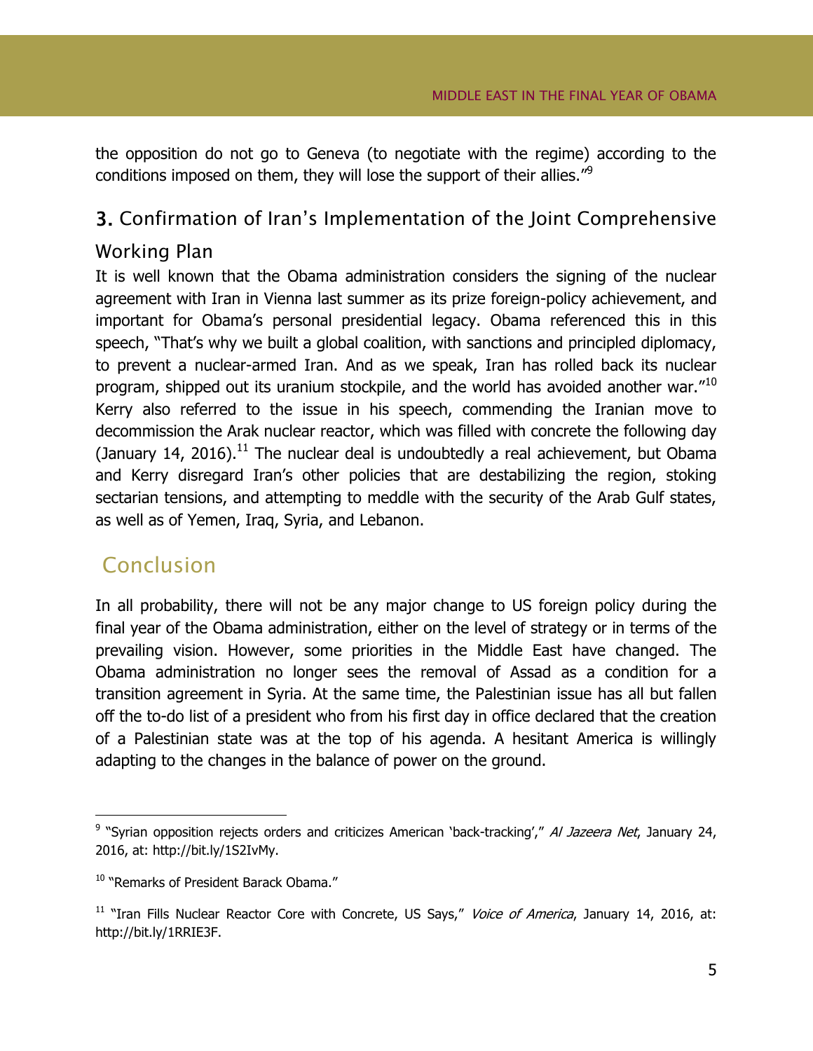the opposition do not go to Geneva (to negotiate with the regime) according to the conditions imposed on them, they will lose the support of their allies."[9]

## 3. Confirmation of Iran's Implementation of the Joint Comprehensive Working Plan

It is well known that the Obama administration considers the signing of the nuclear agreement with Iran in Vienna last summer as its prize foreign-policy achievement, and important for Obama's personal presidential legacy. Obama referenced this in this speech, "That's why we built a global coalition, with sanctions and principled diplomacy, to prevent a nuclear-armed Iran. And as we speak, Iran has rolled back its nuclear program, shipped out its uranium stockpile, and the world has avoided another war."[10] Kerry also referred to the issue in his speech, commending the Iranian move to decommission the Arak nuclear reactor, which was filled with concrete the following day (January 14, 2016).[11] The nuclear deal is undoubtedly a real achievement, but Obama and Kerry disregard Iran's other policies that are destabilizing the region, stoking sectarian tensions, and attempting to meddle with the security of the Arab Gulf states, as well as of Yemen, Iraq, Syria, and Lebanon.

# Conclusion

In all probability, there will not be any major change to US foreign policy during the final year of the Obama administration, either on the level of strategy or in terms of the prevailing vision. However, some priorities in the Middle East have changed. The Obama administration no longer sees the removal of Assad as a condition for a transition agreement in Syria. At the same time, the Palestinian issue has all but fallen off the to-do list of a president who from his first day in office declared that the creation of a Palestinian state was at the top of his agenda. A hesitant America is willingly adapting to the changes in the balance of power on the ground.

---

[9] "Syrian opposition rejects orders and criticizes American 'back-tracking'," *Al Jazeera Net*, January 24, 2016, at: http://bit.ly/1S2IvMy.

[10] "Remarks of President Barack Obama."

[11] "Iran Fills Nuclear Reactor Core with Concrete, US Says," *Voice of America*, January 14, 2016, at: http://bit.ly/1RRIE3F.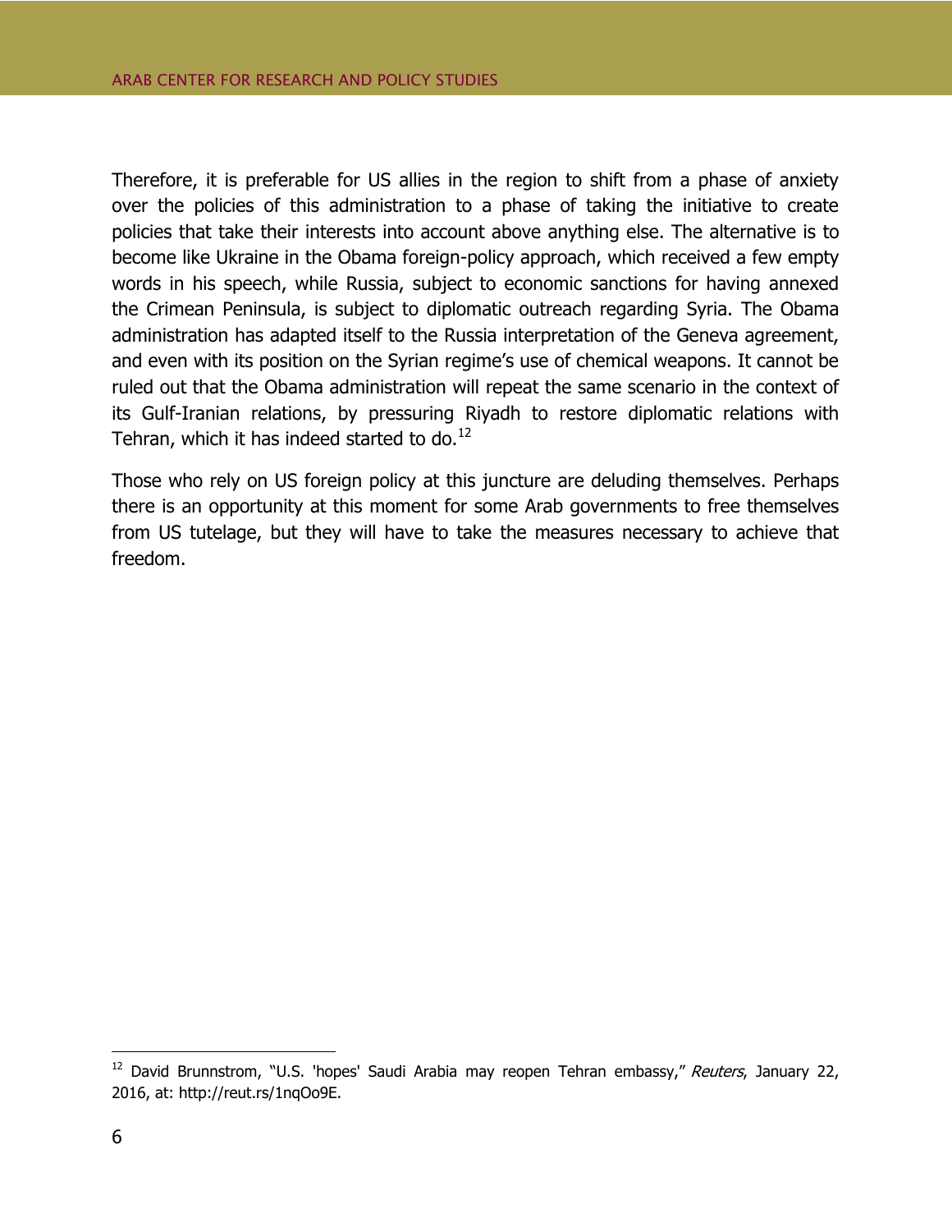Therefore, it is preferable for US allies in the region to shift from a phase of anxiety over the policies of this administration to a phase of taking the initiative to create policies that take their interests into account above anything else. The alternative is to become like Ukraine in the Obama foreign-policy approach, which received a few empty words in his speech, while Russia, subject to economic sanctions for having annexed the Crimean Peninsula, is subject to diplomatic outreach regarding Syria. The Obama administration has adapted itself to the Russia interpretation of the Geneva agreement, and even with its position on the Syrian regime's use of chemical weapons. It cannot be ruled out that the Obama administration will repeat the same scenario in the context of its Gulf-Iranian relations, by pressuring Riyadh to restore diplomatic relations with Tehran, which it has indeed started to do.[12]

Those who rely on US foreign policy at this juncture are deluding themselves. Perhaps there is an opportunity at this moment for some Arab governments to free themselves from US tutelage, but they will have to take the measures necessary to achieve that freedom.

---

[12] David Brunnstrom, "U.S. 'hopes' Saudi Arabia may reopen Tehran embassy," *Reuters*, January 22, 2016, at: http://reut.rs/1nqOo9E.